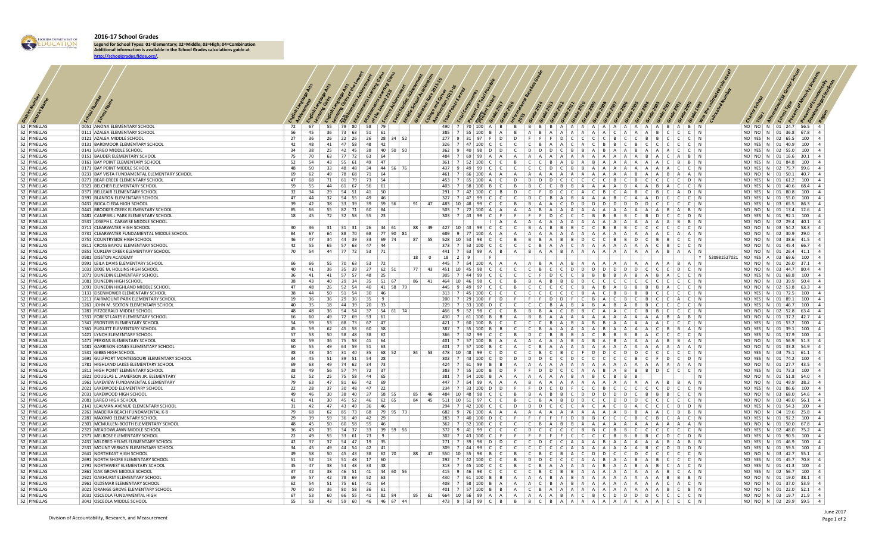# 2016-17 School Grades

**Legend for School Types: 01=Elementary; 02=Middle; 03=High; 04=Combination**
**Additional information is available in the School Grades calculations guide at**
http://schoolgrades.fldoe.org/

| District Number | District Name | School Number | School Name | English Language Arts Achievement | English Language Arts Learning Gains | English Language Arts Learning Gains of the Lowest 25% | Mathematics Achievement | Mathematics Learning Gains | Mathematics Learning Gains of the Lowest 25% | Science Achievement | Social Studies Achievement | Middle School Acceleration | Graduation Rate 2015-16 | College and Career Acceleration 2015-16 | Total Points Earned | Total Components | Percent of Total Possible Points | Percent Tested | Grade 2017 | Grade 2016 | Informational Baseline Grade 2015 | Grade 2014 | Grade 2013 | Grade 2012 | Grade 2011 | Grade 2010 | Grade 2009 | Grade 2008 | Grade 2007 | Grade 2006 | Grade 2005 | Grade 2004 | Grade 2003 | Grade 2002 | Grade 2001 | Grade 2000 | Grade 1999 | Was the collocated rule used? | Collocated Number | Charter School | Title I | Alternative/ESE Center School | School Type | Percent of Minority Students | Percent of Economically Disadvantaged Students | Region |
|---|---|---|---|---|---|---|---|---|---|---|---|---|---|---|---|---|---|---|---|---|---|---|---|---|---|---|---|---|---|---|---|---|---|---|---|---|---|---|---|---|---|---|---|---|---|---|
| 52 | PINELLAS | 0051 | ANONA ELEMENTARY SCHOOL | 72 | 67 | 55 | 79 | 80 | 58 | 79 | | | | | 490 | 7 | 70 | 100 | A | B | B | B | B | B | A | A | A | A | A | A | A | A | A | A | B | A | B | N | | NO | NO | N | 01 | 24.7 | 56.5 | 4 |
| 52 | PINELLAS | 0111 | AZALEA ELEMENTARY SCHOOL | 56 | 45 | 36 | 73 | 63 | 51 | 61 | | | | | 385 | 7 | 55 | 100 | B | A | B | A | B | A | A | A | A | A | A | C | A | A | A | B | C | C | C | N | | NO | NO | N | 01 | 36.8 | 67.8 | 4 |
| 52 | PINELLAS | 0121 | AZALEA MIDDLE SCHOOL | 27 | 36 | 26 | 22 | 26 | 26 | 28 | 34 | 52 | | | 277 | 9 | 31 | 97 | F | D | D | F | F | F | D | C | C | C | C | B | C | C | B | B | C | C | C | N | | NO | YES | N | 02 | 65.5 | 100 | 4 |
| 52 | PINELLAS | 0131 | BARDMOOR ELEMENTARY SCHOOL | 42 | 48 | 41 | 47 | 58 | 48 | 42 | | | | | 326 | 7 | 47 | 100 | C | C | C | C | B | A | C | A | C | B | B | C | B | C | C | C | C | C | C | N | | NO | YES | N | 01 | 40.9 | 100 | 4 |
| 52 | PINELLAS | 0141 | LARGO MIDDLE SCHOOL | 34 | 38 | 25 | 42 | 45 | 38 | 40 | 50 | 50 | | | 362 | 9 | 40 | 98 | D | D | C | D | D | D | C | B | B | A | B | A | A | A | B | A | A | C | C | N | | NO | YES | N | 02 | 55.0 | 100 | 4 |
| 52 | PINELLAS | 0151 | BAUDER ELEMENTARY SCHOOL | 75 | 70 | 63 | 77 | 72 | 63 | 64 | | | | | 484 | 7 | 69 | 99 | A | A | A | A | A | A | A | A | A | A | A | A | A | A | B | A | C | A | B | N | | NO | NO | N | 01 | 16.6 | 30.1 | 4 |
| 52 | PINELLAS | 0161 | BAY POINT ELEMENTARY SCHOOL | 52 | 54 | 43 | 55 | 61 | 49 | 47 | | | | | 361 | 7 | 52 | 100 | C | C | B | C | C | B | A | B | A | B | A | A | A | A | A | A | C | B | B | N | | NO | YES | N | 01 | 84.8 | 100 | 4 |
| 52 | PINELLAS | 0171 | BAY POINT MIDDLE SCHOOL | 48 | 50 | 33 | 48 | 48 | 34 | 44 | 56 | 76 | | | 437 | 9 | 49 | 99 | C | C | C | C | C | D | C | B | B | A | A | A | A | A | A | A | C | C | C | N | | NO | YES | N | 02 | 75.7 | 99.6 | 4 |
| 52 | PINELLAS | 0231 | BAY VISTA FUNDAMENTAL ELEMENTARY SCHOOL | 69 | 62 | 49 | 78 | 68 | 71 | 64 | | | | | 461 | 7 | 66 | 100 | A | A | A | A | A | A | A | A | A | A | A | A | A | A | B | A | B | A | A | N | | NO | NO | N | 01 | 50.1 | 40.7 | 4 |
| 52 | PINELLAS | 0271 | BEAR CREEK ELEMENTARY SCHOOL | 47 | 68 | 71 | 61 | 79 | 73 | 54 | | | | | 453 | 7 | 65 | 100 | A | C | D | D | D | D | C | C | C | C | C | B | C | B | C | C | C | C | D | N | | NO | YES | N | 01 | 61.2 | 100 | 4 |
| 52 | PINELLAS | 0321 | BELCHER ELEMENTARY SCHOOL | 59 | 55 | 44 | 61 | 67 | 56 | 61 | | | | | 403 | 7 | 58 | 100 | B | C | B | C | C | B | B | A | A | A | A | A | B | A | A | B | A | C | C | N | | NO | NO | N | 01 | 40.6 | 68.4 | 4 |
| 52 | PINELLAS | 0371 | BELLEAIR ELEMENTARY SCHOOL | 32 | 34 | 29 | 54 | 51 | 41 | 50 | | | | | 291 | 7 | 42 | 100 | C | B | C | F | D | C | C | A | C | B | C | A | B | C | B | C | A | D | | N | | NO | YES | N | 01 | 80.8 | 100 | 4 |
| 52 | PINELLAS | 0391 | BLANTON ELEMENTARY SCHOOL | 47 | 44 | 32 | 54 | 55 | 49 | 46 | | | | | 327 | 7 | 47 | 99 | C | C | C | D | C | B | A | B | A | A | A | B | C | A | A | D | C | C | C | N | | NO | YES | N | 01 | 55.0 | 100 | 4 |
| 52 | PINELLAS | 0431 | BOCA CIEGA HIGH SCHOOL | 39 | 42 | 38 | 33 | 39 | 39 | 59 | 56 | | 91 | 47 | 483 | 10 | 48 | 99 | C | C | B | B | A | A | C | D | D | D | D | D | D | D | D | C | C | C | C | N | | NO | YES | N | 03 | 65.5 | 86.3 | 4 |
| 52 | PINELLAS | 0441 | BROOKER CREEK ELEMENTARY SCHOOL | 85 | 66 | 55 | 82 | 71 | 60 | 84 | | | | | 503 | 7 | 72 | 100 | A | A | A | B | A | A | A | A | A | A | A | A | A | A | A | A | B | A | B | N | | NO | NO | N | 01 | 13.4 | 12.6 | 4 |
| 52 | PINELLAS | 0481 | CAMPBELL PARK ELEMENTARY SCHOOL | 18 | 45 | 72 | 32 | 58 | 55 | 23 | | | | | 303 | 7 | 43 | 99 | C | F | F | F | F | D | C | C | C | B | B | B | B | B | C | B | D | C | D | N | | NO | YES | N | 01 | 92.1 | 100 | 4 |
| 52 | PINELLAS | 0531 | JOSEPH L. CARWISE MIDDLE SCHOOL | | | | | | | | | | | | | | | | I | A | A | A | A | A | A | A | A | A | A | A | A | A | A | A | A | B | B | N | | NO | NO | N | 02 | 29.4 | 40.1 | 4 |
| 52 | PINELLAS | 0711 | CLEARWATER HIGH SCHOOL | 30 | 36 | 31 | 31 | 31 | 26 | 44 | 61 | | 88 | 49 | 427 | 10 | 43 | 99 | C | C | B | A | B | B | B | C | C | B | B | B | C | C | C | C | C | C | C | N | | NO | NO | N | 03 | 54.2 | 58.3 | 4 |
| 52 | PINELLAS | 0731 | CLEARWATER FUNDAMENTAL MIDDLE SCHOOL | 84 | 67 | 64 | 88 | 70 | 68 | 77 | 90 | 81 | | | 689 | 9 | 77 | 100 | A | A | A | A | A | A | A | A | A | A | A | A | A | A | A | A | C | A | A | N | | NO | NO | N | 02 | 30.9 | 29.0 | 4 |
| 52 | PINELLAS | 0751 | COUNTRYSIDE HIGH SCHOOL | 46 | 47 | 34 | 44 | 39 | 33 | 69 | 74 | | 87 | 55 | 528 | 10 | 53 | 98 | C | C | B | B | A | B | B | D | C | C | B | B | D | C | B | B | C | C | C | N | | NO | NO | N | 03 | 38.6 | 41.5 | 4 |
| 52 | PINELLAS | 0811 | CROSS BAYOU ELEMENTARY SCHOOL | 42 | 55 | 65 | 57 | 63 | 47 | 44 | | | | | 373 | 7 | 53 | 100 | C | C | C | B | A | C | A | A | A | A | A | A | A | A | A | C | B | C | C | N | | NO | NO | N | 01 | 45.4 | 66.7 | 4 |
| 52 | PINELLAS | 0851 | CURLEW CREEK ELEMENTARY SCHOOL | 70 | 54 | 44 | 77 | 72 | 53 | 71 | | | | | 441 | 7 | 63 | 99 | A | B | A | B | A | A | A | A | A | A | A | A | A | A | A | A | B | A | A | N | | NO | NO | N | 01 | 26.4 | 41.1 | 4 |
| 52 | PINELLAS | 0981 | DISSTON ACADEMY | | | | | | | | | | 18 | 0 | 18 | 2 | 9 | | | F | | | | | | | | | | | | | | | | | | Y | 520981527021 | NO | YES | A | 03 | 69.6 | 100 | 4 |
| 52 | PINELLAS | 0991 | LEILA DAVIS ELEMENTARY SCHOOL | 66 | 66 | 55 | 70 | 63 | 53 | 72 | | | | | 445 | 7 | 64 | 100 | A | A | A | B | A | A | B | A | A | A | A | A | A | A | A | A | B | A | B | N | | NO | NO | N | 01 | 26.0 | 37.1 | 4 |
| 52 | PINELLAS | 1031 | DIXIE M. HOLLINS HIGH SCHOOL | 40 | 41 | 36 | 35 | 39 | 27 | 62 | 51 | | 77 | 43 | 451 | 10 | 45 | 98 | C | C | C | C | D | D | D | D | D | D | D | D | C | C | C | C | D | C | | N | | NO | NO | N | 03 | 44.7 | 80.4 | 4 |
| 52 | PINELLAS | 1071 | DUNEDIN ELEMENTARY SCHOOL | 36 | 41 | 41 | 57 | 57 | 48 | 25 | | | | | 305 | 7 | 44 | 99 | C | C | C | F | D | C | C | B | B | B | A | B | A | B | A | C | C | | | N | | NO | YES | N | 01 | 68.8 | 100 | 4 |
| 52 | PINELLAS | 1081 | DUNEDIN HIGH SCHOOL | 38 | 43 | 40 | 29 | 34 | 35 | 51 | 67 | | 86 | 41 | 464 | 10 | 46 | 98 | C | C | B | B | B | D | C | C | C | C | C | C | C | C | C | C | C | C | | N | | NO | NO | N | 03 | 39.9 | 50.4 | 4 |
| 52 | PINELLAS | 1091 | DUNEDIN HIGHLAND MIDDLE SCHOOL | 47 | 48 | 26 | 52 | 54 | 40 | 41 | 58 | 79 | | | 445 | 9 | 49 | 97 | C | C | C | C | C | B | A | B | A | B | B | B | B | A | C | C | | | | N | | NO | NO | N | 02 | 53.8 | 63.3 | 4 |
| 52 | PINELLAS | 1131 | EISENHOWER ELEMENTARY SCHOOL | 38 | 44 | 50 | 51 | 54 | 30 | 46 | | | | | 313 | 7 | 45 | 100 | C | C | C | C | C | C | B | A | C | B | B | B | B | B | C | C | C | C | | N | | NO | YES | N | 01 | 72.5 | 100 | 4 |
| 52 | PINELLAS | 1211 | FAIRMOUNT PARK ELEMENTARY SCHOOL | 19 | 36 | 36 | 29 | 36 | 35 | 9 | | | | | 200 | 7 | 29 | 100 | F | D | F | F | D | D | F | F | C | B | A | C | A | B | C | C | A | C | | N | | NO | YES | N | 01 | 89.1 | 100 | 4 |
| 52 | PINELLAS | 1261 | JOHN M. SEXTON ELEMENTARY SCHOOL | 40 | 35 | 18 | 44 | 39 | 20 | 33 | | | | | 229 | 7 | 33 | 100 | D | C | C | C | B | A | B | A | B | A | B | B | B | B | C | C | C | | | N | | NO | YES | N | 01 | 46.7 | 100 | 4 |
| 52 | PINELLAS | 1281 | FITZGERALD MIDDLE SCHOOL | 48 | 48 | 36 | 54 | 54 | 37 | 54 | 61 | 74 | | | 466 | 9 | 52 | 98 | C | C | B | B | B | A | C | B | B | A | C | C | B | B | C | C | C | C | C | N | | NO | NO | N | 02 | 52.8 | 63.4 | 4 |
| 52 | PINELLAS | 1331 | FOREST LAKES ELEMENTARY SCHOOL | 66 | 60 | 49 | 72 | 69 | 53 | 61 | | | | | 430 | 7 | 61 | 100 | B | B | A | B | B | A | A | A | A | A | A | A | A | A | A | B | A | B | | N | | NO | NO | N | 01 | 37.2 | 42.7 | 4 |
| 52 | PINELLAS | 1341 | FRONTIER ELEMENTARY SCHOOL | 54 | 59 | 53 | 68 | 73 | 69 | 47 | | | | | 421 | 7 | 60 | 100 | B | C | C | C | B | A | B | B | B | B | A | A | A | A | A | A | C | C | C | N | | NO | NO | N | 01 | 53.2 | 100 | 4 |
| 52 | PINELLAS | 1361 | FUGUITT ELEMENTARY SCHOOL | 45 | 59 | 62 | 45 | 58 | 60 | 58 | | | | | 387 | 7 | 55 | 100 | B | B | C | B | A | A | A | A | B | A | A | A | A | C | B | B | A | A | | N | | NO | YES | N | 01 | 39.1 | 100 | 4 |
| 52 | PINELLAS | 1421 | LYNCH ELEMENTARY SCHOOL | 57 | 53 | 50 | 58 | 48 | 38 | 62 | | | | | 366 | 7 | 52 | 99 | C | C | B | D | C | B | B | B | A | B | B | B | A | C | C | C | C | | | N | | NO | YES | N | 01 | 37.9 | 100 | 4 |
| 52 | PINELLAS | 1471 | PERKINS ELEMENTARY SCHOOL | 68 | 59 | 36 | 75 | 58 | 41 | 64 | | | | | 401 | 7 | 57 | 100 | B | A | A | A | A | A | A | B | A | B | A | A | A | A | B | A | B | A | | N | | NO | NO | N | 01 | 56.9 | 51.3 | 4 |
| 52 | PINELLAS | 1481 | GARRISON-JONES ELEMENTARY SCHOOL | 60 | 55 | 49 | 64 | 59 | 51 | 63 | | | | | 401 | 7 | 57 | 100 | B | C | C | B | A | A | A | A | A | A | A | A | A | A | A | A | A | A | | N | | NO | NO | N | 01 | 33.8 | 54.9 | 4 |
| 52 | PINELLAS | 1531 | GIBBS HIGH SCHOOL | 38 | 43 | 34 | 31 | 40 | 35 | 68 | 52 | | 84 | 53 | 478 | 10 | 48 | 99 | C | D | C | C | B | C | B | C | F | D | D | C | D | D | C | C | C | C | C | N | | NO | YES | N | 03 | 75.1 | 61.1 | 4 |
| 52 | PINELLAS | 1691 | GULFPORT MONTESSORI ELEMENTARY SCHOOL | 34 | 45 | 51 | 39 | 51 | 54 | 28 | | | | | 302 | 7 | 43 | 100 | C | D | D | D | D | C | D | C | C | C | C | C | B | C | F | D | C | D | | N | | NO | YES | N | 01 | 74.2 | 100 | 4 |
| 52 | PINELLAS | 1781 | HIGHLAND LAKES ELEMENTARY SCHOOL | 69 | 63 | 49 | 74 | 62 | 34 | 73 | | | | | 424 | 7 | 61 | 99 | B | B | A | A | A | A | A | A | A | A | A | A | A | A | A | A | A | A | | N | | NO | NO | N | 01 | 27.7 | 43.5 | 4 |
| 52 | PINELLAS | 1811 | HIGH POINT ELEMENTARY SCHOOL | 38 | 49 | 56 | 57 | 74 | 72 | 37 | | | | | 383 | 7 | 55 | 100 | B | D | F | D | D | C | A | B | A | B | B | D | C | C | C | C | C | | | N | | NO | YES | N | 01 | 73.3 | 100 | 4 |
| 52 | PINELLAS | 1821 | DOUGLAS L. JAMERSON JR. ELEMENTARY | 62 | 52 | 25 | 75 | 58 | 44 | 65 | | | | | 381 | 7 | 54 | 100 | B | A | A | A | A | A | B | A | B | C | B | B | B | | | | | | | N | | NO | NO | N | 01 | 51.8 | 54.0 | 4 |
| 52 | PINELLAS | 1961 | LAKEVIEW FUNDAMENTAL ELEMENTARY | 79 | 63 | 47 | 81 | 66 | 42 | 69 | | | | | 447 | 7 | 64 | 99 | A | A | A | B | A | A | A | A | A | A | A | A | A | A | A | B | B | A | | N | | NO | NO | N | 01 | 49.9 | 38.2 | 4 |
| 52 | PINELLAS | 2021 | LAKEWOOD ELEMENTARY SCHOOL | 22 | 28 | 37 | 30 | 48 | 47 | 22 | | | | | 234 | 7 | 33 | 100 | D | D | F | F | C | D | F | C | B | C | C | C | C | C | C | D | C | C | | N | | NO | YES | N | 01 | 86.6 | 100 | 4 |
| 52 | PINELLAS | 2031 | LAKEWOOD HIGH SCHOOL | 49 | 46 | 30 | 38 | 40 | 37 | 58 | 55 | | 85 | 46 | 484 | 10 | 48 | 98 | C | C | B | A | B | B | D | D | D | D | D | D | D | D | B | B | B | C | C | N | | NO | NO | N | 03 | 68.0 | 54.6 | 4 |
| 52 | PINELLAS | 2081 | LARGO HIGH SCHOOL | 41 | 41 | 30 | 45 | 52 | 46 | 62 | 65 | | 84 | 45 | 511 | 10 | 51 | 97 | C | C | C | B | A | B | D | D | C | C | D | D | D | C | C | C | C | C | C | N | | NO | NO | N | 03 | 48.0 | 56.1 | 4 |
| 52 | PINELLAS | 2141 | LEALMAN AVENUE ELEMENTARY SCHOOL | 31 | 42 | 47 | 43 | 49 | 36 | 46 | | | | | 294 | 7 | 42 | 100 | C | C | D | D | C | C | C | A | C | A | C | C | B | A | C | C | D | C | D | N | | NO | YES | N | 01 | 54.3 | 100 | 4 |
| 52 | PINELLAS | 2261 | MADEIRA BEACH FUNDAMENTAL K-8 | 79 | 68 | 62 | 85 | 73 | 68 | 79 | 95 | 73 | | | 682 | 9 | 76 | 100 | A | A | A | A | A | A | A | A | A | A | A | B | B | A | A | C | B | B | | N | | NO | NO | N | 04 | 19.6 | 25.8 | 4 |
| 52 | PINELLAS | 2281 | MAXIMO ELEMENTARY SCHOOL | 29 | 39 | 59 | 36 | 49 | 42 | 29 | | | | | 283 | 7 | 40 | 100 | D | C | F | F | F | F | D | B | B | C | C | B | C | B | C | A | C | | | N | | NO | YES | N | 01 | 92.2 | 100 | 4 |
| 52 | PINELLAS | 2301 | MCMULLEN-BOOTH ELEMENTARY SCHOOL | 48 | 45 | 50 | 60 | 58 | 55 | 46 | | | | | 362 | 7 | 52 | 100 | C | C | C | B | A | B | B | A | A | A | A | A | A | A | A | A | A | A | A | N | | NO | NO | N | 01 | 50.0 | 67.8 | 4 |
| 52 | PINELLAS | 2321 | MEADOWLAWN MIDDLE SCHOOL | 36 | 43 | 35 | 34 | 37 | 33 | 39 | 59 | 56 | | | 372 | 9 | 41 | 99 | C | C | D | C | C | C | B | C | B | B | C | C | C | C | C | C | C | C | | N | | NO | YES | N | 02 | 48.0 | 75.2 | 4 |
| 52 | PINELLAS | 2371 | MELROSE ELEMENTARY SCHOOL | 22 | 49 | 55 | 33 | 61 | 73 | 9 | | | | | 302 | 7 | 43 | 100 | C | F | F | F | F | F | F | C | C | C | B | B | B | B | C | D | C | D | | N | | NO | YES | N | 01 | 90.5 | 100 | 4 |
| 52 | PINELLAS | 2431 | MILDRED HELMS ELEMENTARY SCHOOL | 42 | 37 | 37 | 54 | 47 | 19 | 35 | | | | | 271 | 7 | 39 | 98 | D | D | C | D | C | C | A | A | B | B | A | A | A | A | B | A | B | | | N | | NO | YES | N | 01 | 46.9 | 100 | 4 |
| 52 | PINELLAS | 2531 | MOUNT VERNON ELEMENTARY SCHOOL | 34 | 45 | 49 | 44 | 54 | 42 | 41 | | | | | 309 | 7 | 44 | 99 | C | C | C | C | C | C | A | A | A | A | A | A | A | A | A | D | D | D | D | N | | NO | YES | N | 01 | 59.5 | 100 | 4 |
| 52 | PINELLAS | 2641 | NORTHEAST HIGH SCHOOL | 49 | 58 | 50 | 45 | 43 | 38 | 62 | 70 | | 88 | 47 | 550 | 10 | 55 | 98 | B | C | B | A | C | D | D | D | C | C | D | C | C | C | C | C | C | C | | N | | NO | NO | N | 03 | 42.7 | 55.1 | 4 |
| 52 | PINELLAS | 2691 | NORTH SHORE ELEMENTARY SCHOOL | 51 | 52 | 13 | 51 | 48 | 17 | 60 | | | | | 292 | 7 | 42 | 100 | C | C | B | D | D | C | C | C | A | A | B | A | A | A | C | C | C | C | C | N | | NO | YES | N | 01 | 45.7 | 70.8 | 4 |
| 52 | PINELLAS | 2791 | NORTHWEST ELEMENTARY SCHOOL | 45 | 47 | 38 | 54 | 51 | 48 | 33 | | | | | 313 | 7 | 45 | 100 | C | C | C | C | B | C | A | A | B | A | A | A | B | C | C | C | C | | | N | | NO | YES | N | 01 | 41.3 | 100 | 4 |
| 52 | PINELLAS | 2861 | OAK GROVE MIDDLE SCHOOL | 37 | 42 | 38 | 46 | 51 | 41 | 44 | 60 | 56 | | | 415 | 9 | 46 | 98 | C | C | C | B | C | B | B | A | A | A | A | A | A | A | B | A | C | A | | N | | NO | YES | N | 02 | 56.7 | 100 | 4 |
| 52 | PINELLAS | 2921 | OAKHURST ELEMENTARY SCHOOL | 69 | 57 | 42 | 78 | 69 | 52 | 63 | | | | | 430 | 7 | 61 | 100 | B | B | A | A | B | A | B | A | A | A | A | A | A | A | A | A | B | B | | N | | NO | NO | N | 01 | 19.0 | 38.1 | 4 |
| 52 | PINELLAS | 2961 | OLDSMAR ELEMENTARY SCHOOL | 62 | 54 | 51 | 75 | 61 | 41 | 64 | | | | | 408 | 7 | 58 | 100 | B | A | A | C | B | A | B | A | A | A | A | A | A | A | A | A | C | A | A | N | | NO | NO | N | 01 | 37.0 | 53.9 | 4 |
| 52 | PINELLAS | 3021 | ORANGE GROVE ELEMENTARY SCHOOL | 70 | 60 | 36 | 80 | 58 | 36 | 61 | | | | | 401 | 7 | 57 | 100 | B | B | A | C | B | A | A | A | A | A | A | A | A | A | A | B | C | B | | N | | NO | NO | N | 01 | 22.0 | 52.1 | 4 |
| 52 | PINELLAS | 3031 | OSCEOLA FUNDAMENTAL HIGH | 67 | 53 | 60 | 66 | 55 | 41 | 82 | 84 | | 95 | 61 | 664 | 10 | 66 | 99 | A | A | A | A | A | C | B | C | D | D | D | D | D | C | C | C | C | C | | N | | NO | NO | N | 03 | 19.7 | 21.9 | 4 |
| 52 | PINELLAS | 3041 | OSCEOLA MIDDLE SCHOOL | 55 | 53 | 43 | 59 | 60 | 46 | 46 | 67 | 44 | | | 473 | 9 | 53 | 99 | C | B | B | C | B | A | A | A | A | A | A | A | A | A | A | C | C | C | | N | | NO | NO | N | 02 | 29.9 | 59.5 | 4 |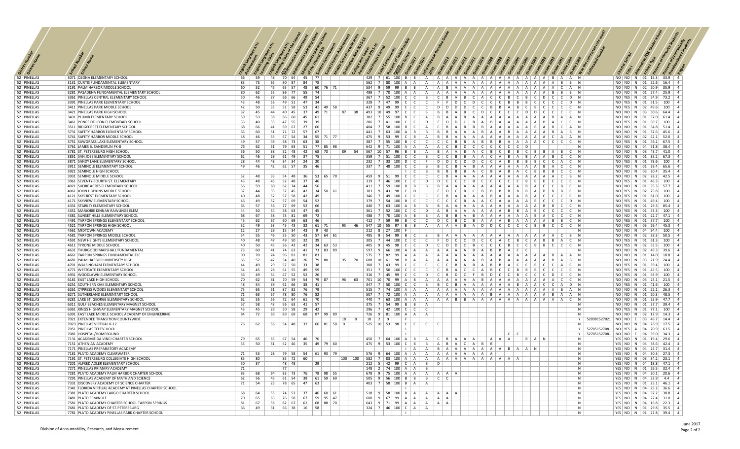| District Number | District Name | School Number | School Name | English Language Arts Achievement | English Language Arts Learning Gains | English Language Arts Learning Gains of the Lowest 25% | Mathematics Achievement | Mathematics Learning Gains | Mathematics Learning Gains of the Lowest 25% | Science Achievement | Social Studies Achievement | Middle School Acceleration | Graduation Rate 2015-16 | College and Career Acceleration 2015-16 | Total Points Earned | Total Components | Percent of Total Possible Points | Percent Tested | Grade 2017 | Grade 2016 | Informational Baseline Grade 2015 | Grade 2014 | Grade 2013 | Grade 2012 | Grade 2011 | Grade 2010 | Grade 2009 | Grade 2008 | Grade 2007 | Grade 2006 | Grade 2005 | Grade 2004 | Grade 2003 | Grade 2002 | Grade 2001 | Grade 2000 | Grade 1999 | Was the collocated rule used? | Collocated Number | Charter School | Title I | Alternative/ESE Center School | School Type | Percent of Minority Students | Percent of Economically Disadvantaged Students | Region |
|---|---|---|---|---|---|---|---|---|---|---|---|---|---|---|---|---|---|---|---|---|---|---|---|---|---|---|---|---|---|---|---|---|---|---|---|---|---|---|---|---|---|---|---|---|---|---|
| 52 | PINELLAS | 3071 | OZONA ELEMENTARY SCHOOL | 66 | 59 | 48 | 70 | 64 | 45 | 77 | | | | | 429 | 7 | 61 | 100 | B | B | A | A | A | A | A | A | A | A | A | A | A | A | A | B | A | A | | N | | NO | NO | N | 01 | 15.3 | 33.9 | 4 |
| 52 | PINELLAS | 3131 | CURTIS FUNDAMENTAL ELEMENTARY SCHOOL | 83 | 75 | 65 | 90 | 87 | 84 | 78 | | | | | 562 | 7 | 80 | 100 | A | A | A | A | A | A | A | A | A | A | A | A | A | A | A | A | B | B | | N | | NO | NO | N | 01 | 22.6 | 16.4 | 4 |
| 52 | PINELLAS | 3191 | PALM HARBOR MIDDLE SCHOOL | 60 | 52 | 45 | 65 | 57 | 48 | 60 | 76 | 71 | | | 534 | 9 | 59 | 99 | B | B | A | B | A | A | A | A | A | A | A | A | A | A | A | A | C | A | | N | | NO | NO | N | 02 | 20.9 | 35.9 | 4 |
| 52 | PINELLAS | 3281 | PASADENA FUNDAMENTAL ELEMENTARY SCHOOL | 80 | 62 | 55 | 86 | 77 | 55 | 74 | | | | | 489 | 7 | 70 | 100 | A | A | A | A | A | A | A | A | A | A | A | A | A | A | A | B | B | B | | N | | NO | NO | N | 01 | 27.4 | 25.9 | 4 |
| 52 | PINELLAS | 3361 | PINELLAS CENTRAL ELEMENTARY SCHOOL | 50 | 46 | 37 | 66 | 66 | 48 | 54 | | | | | 367 | 7 | 52 | 100 | C | C | B | C | B | A | B | C | A | C | C | C | B | C | B | C | D | C | D | N | | NO | YES | N | 01 | 54.9 | 73.2 | 4 |
| 52 | PINELLAS | 3391 | PINELLAS PARK ELEMENTARY SCHOOL | 43 | 48 | 56 | 49 | 51 | 47 | 34 | | | | | 328 | 7 | 47 | 99 | C | C | C | F | F | D | D | C | D | C | C | C | B | B | B | C | C | C | D | N | | NO | YES | N | 01 | 51.5 | 100 | 4 |
| 52 | PINELLAS | 3411 | PINELLAS PARK MIDDLE SCHOOL | 42 | 50 | 35 | 51 | 58 | 53 | 41 | 49 | 58 | | | 437 | 9 | 49 | 99 | C | C | C | D | D | D | C | C | B | B | A | B | C | B | C | C | C | C | | N | | NO | YES | N | 02 | 49.6 | 100 | 4 |
| 52 | PINELLAS | 3421 | PINELLAS PARK HIGH SCHOOL | 37 | 45 | 44 | 40 | 45 | 37 | 49 | 71 | | 87 | 38 | 493 | 10 | 49 | 97 | C | C | B | B | B | A | B | C | D | C | C | C | D | D | C | C | C | C | | N | | NO | NO | N | 03 | 50.6 | 64.4 | 4 |
| 52 | PINELLAS | 3431 | PLUMB ELEMENTARY SCHOOL | 59 | 53 | 38 | 66 | 60 | 45 | 61 | | | | | 382 | 7 | 55 | 100 | B | C | A | B | A | A | B | A | A | A | A | A | A | A | A | B | A | A | | N | | NO | NO | N | 01 | 37.0 | 61.4 | 4 |
| 52 | PINELLAS | 3461 | PONCE DE LEON ELEMENTARY SCHOOL | 33 | 40 | 33 | 47 | 55 | 39 | 39 | | | | | 286 | 7 | 41 | 100 | C | C | D | F | D | D | C | B | A | B | A | A | A | A | A | B | A | C | C | N | | NO | YES | N | 01 | 69.7 | 100 | 4 |
| 52 | PINELLAS | 3511 | RIDGECREST ELEMENTARY SCHOOL | 68 | 66 | 41 | 69 | 67 | 27 | 66 | | | | | 404 | 7 | 58 | 100 | B | C | A | C | B | A | B | B | B | A | A | A | A | A | B | A | B | C | A | N | | NO | NO | N | 01 | 54.8 | 51.4 | 4 |
| 52 | PINELLAS | 3731 | SAFETY HARBOR ELEMENTARY SCHOOL | 63 | 60 | 51 | 71 | 72 | 57 | 67 | | | | | 441 | 7 | 63 | 100 | A | B | B | B | B | A | A | A | B | A | A | B | A | A | A | A | B | A | B | N | | NO | NO | N | 01 | 32.6 | 45.6 | 4 |
| 52 | PINELLAS | 3741 | SAFETY HARBOR MIDDLE SCHOOL | 48 | 46 | 33 | 57 | 54 | 34 | 55 | 71 | 77 | | | 475 | 9 | 53 | 99 | C | B | A | A | A | A | A | A | A | A | A | A | A | A | A | C | A | | | N | | NO | NO | N | 02 | 42.1 | 52.0 | 4 |
| 52 | PINELLAS | 3751 | SAWGRASS LAKE ELEMENTARY SCHOOL | 49 | 57 | 49 | 58 | 73 | 63 | 38 | | | | | 387 | 7 | 55 | 100 | B | C | C | C | C | B | B | A | B | B | B | A | A | A | A | C | C | A | | N | | NO | YES | N | 01 | 46.2 | 67.5 | 4 |
| 52 | PINELLAS | 3761 | JAMES B. SANDERLIN PK-8 | 76 | 62 | 51 | 79 | 63 | 51 | 77 | 85 | 98 | | | 642 | 9 | 71 | 100 | A | A | A | A | C | B | D | C | C | C | C | C | C | C | D | | | | | N | | NO | NO | N | 04 | 51.8 | 38.4 | 4 |
| 52 | PINELLAS | 3781 | ST. PETERSBURG HIGH SCHOOL | 56 | 50 | 38 | 52 | 48 | 42 | 68 | 70 | | 89 | 54 | 567 | 10 | 57 | 96 | B | B | A | B | A | A | B | A | C | B | C | B | B | B | A | B | C | | | N | | NO | NO | N | 03 | 43.7 | 41.0 | 4 |
| 52 | PINELLAS | 3851 | SAN JOSE ELEMENTARY SCHOOL | 62 | 46 | 29 | 61 | 49 | 37 | 75 | | | | | 359 | 7 | 51 | 100 | C | C | B | C | C | B | B | A | A | C | A | B | A | B | A | B | C | C | | N | | NO | NO | N | 01 | 35.2 | 67.3 | 4 |
| 52 | PINELLAS | 3871 | SANDY LANE ELEMENTARY SCHOOL | 28 | 44 | 48 | 34 | 34 | 24 | 20 | | | | | 232 | 7 | 33 | 100 | D | C | F | D | D | C | D | D | C | C | A | B | B | B | B | C | C | A | C | N | | NO | YES | N | 01 | 78.6 | 100 | 4 |
| 52 | PINELLAS | 3911 | SEMINOLE ELEMENTARY SCHOOL | 49 | 46 | 42 | 62 | 57 | 35 | 46 | | | | | 337 | 7 | 48 | 100 | C | C | B | B | C | B | A | B | A | A | A | A | A | A | B | A | C | C | | N | | NO | NO | N | 01 | 29.4 | 65.6 | 4 |
| 52 | PINELLAS | 3921 | SEMINOLE HIGH SCHOOL | | | | | | | | | | | | | | | | I | B | B | B | B | B | A | C | B | A | B | A | C | B | B | B | C | C | | N | | NO | NO | N | 03 | 20.4 | 35.4 | 4 |
| 52 | PINELLAS | 3931 | SEMINOLE MIDDLE SCHOOL | 52 | 48 | 33 | 54 | 48 | 36 | 53 | 65 | 70 | | | 459 | 9 | 51 | 99 | C | C | C | C | B | A | A | A | A | A | A | A | A | A | A | A | C | B | | N | | NO | NO | N | 02 | 28.2 | 42.5 | 4 |
| 52 | PINELLAS | 3961 | SEVENTY-FOURTH STREET ELEMENTARY | 43 | 48 | 45 | 52 | 48 | 37 | 46 | | | | | 319 | 7 | 46 | 100 | C | C | D | D | C | C | C | B | C | C | C | C | C | B | B | D | C | C | C | N | | NO | YES | N | 01 | 46.3 | 100 | 4 |
| 52 | PINELLAS | 4021 | SHORE ACRES ELEMENTARY SCHOOL | 56 | 59 | 60 | 62 | 74 | 44 | 56 | | | | | 411 | 7 | 59 | 100 | B | B | B | B | A | A | A | A | A | A | A | A | A | B | A | C | C | B | C | N | | NO | NO | N | 01 | 35.3 | 57.7 | 4 |
| 52 | PINELLAS | 4061 | JOHN HOPKINS MIDDLE SCHOOL | 37 | 44 | 33 | 37 | 45 | 42 | 34 | 50 | 61 | | | 383 | 9 | 43 | 98 | C | D | F | D | C | B | C | B | B | B | B | B | B | A | B | B | B | C | | N | | NO | YES | N | 02 | 75.8 | 100 | 4 |
| 52 | PINELLAS | 4121 | SKYCREST ELEMENTARY SCHOOL | 40 | 48 | 52 | 57 | 58 | 42 | 49 | | | | | 346 | 7 | 49 | 100 | C | C | C | C | B | A | A | A | B | A | A | A | B | A | C | C | C | C | | N | | NO | YES | N | 01 | 81.0 | 100 | 4 |
| 52 | PINELLAS | 4171 | SKYVIEW ELEMENTARY SCHOOL | 46 | 49 | 52 | 57 | 69 | 54 | 52 | | | | | 379 | 7 | 54 | 100 | B | C | C | C | C | C | B | A | A | C | A | A | A | A | B | C | C | D | | N | | NO | YES | N | 01 | 49.4 | 100 | 4 |
| 52 | PINELLAS | 4331 | STARKEY ELEMENTARY SCHOOL | 63 | 57 | 56 | 77 | 69 | 52 | 66 | | | | | 440 | 7 | 63 | 100 | A | B | B | B | A | A | A | A | A | A | A | A | A | A | B | B | C | C | | N | | NO | NO | N | 01 | 29.3 | 85.4 | 4 |
| 52 | PINELLAS | 4351 | MARJORIE KINNAN RAWLINGS ELEM | 44 | 50 | 54 | 58 | 63 | 47 | 45 | | | | | 361 | 7 | 52 | 100 | C | C | D | A | B | A | A | A | A | A | B | B | A | B | C | C | C | C | | N | | NO | YES | N | 01 | 53.3 | 100 | 4 |
| 52 | PINELLAS | 4381 | SUNSET HILLS ELEMENTARY SCHOOL | 68 | 67 | 58 | 73 | 81 | 69 | 72 | | | | | 488 | 7 | 70 | 100 | A | B | B | A | B | B | A | B | A | A | A | A | A | A | B | A | C | C | C | N | | NO | NO | N | 01 | 22.7 | 47.1 | 4 |
| 52 | PINELLAS | 4491 | TARPON SPRINGS ELEMENTARY SCHOOL | 45 | 62 | 67 | 60 | 69 | 63 | 46 | | | | | 412 | 7 | 59 | 99 | B | C | C | D | C | B | C | B | A | A | A | B | A | A | A | B | B | C | | N | | NO | YES | N | 01 | 57.7 | 100 | 4 |
| 52 | PINELLAS | 4521 | TARPON SPRINGS HIGH SCHOOL | 52 | 49 | 53 | 45 | 43 | 32 | 61 | 71 | | 95 | 46 | 547 | 10 | 55 | 97 | B | B | A | A | A | A | B | A | D | D | C | C | C | C | B | B | C | C | C | N | | NO | NO | N | 03 | 26.4 | 45.3 | 4 |
| 52 | PINELLAS | 4561 | MIDTOWN ACADEMY | 12 | 27 | 29 | 15 | 34 | 43 | 9 | 43 | | | | 212 | 8 | 27 | 100 | F | | | | | | | | | | | | | | | | | | | N | | NO | NO | N | 04 | 94.4 | 100 | 4 |
| 52 | PINELLAS | 4581 | TARPON SPRINGS MIDDLE SCHOOL | 54 | 55 | 46 | 55 | 50 | 43 | 57 | 64 | 61 | | | 485 | 9 | 54 | 99 | C | B | B | A | A | A | A | A | A | A | A | A | A | A | A | C | B | | | N | | NO | NO | N | 02 | 29.3 | 50.5 | 4 |
| 52 | PINELLAS | 4591 | NEW HEIGHTS ELEMENTARY SCHOOL | 40 | 48 | 47 | 49 | 50 | 32 | 39 | | | | | 305 | 7 | 44 | 100 | C | C | F | D | C | C | D | C | C | A | C | C | B | A | C | B | A | C | | N | | NO | YES | N | 01 | 61.3 | 100 | 4 |
| 52 | PINELLAS | 4611 | TYRONE MIDDLE SCHOOL | 40 | 50 | 45 | 36 | 42 | 42 | 34 | 63 | 53 | | | 405 | 9 | 45 | 98 | C | C | D | C | D | D | C | B | C | C | C | B | C | C | B | B | C | C | C | N | | NO | YES | N | 02 | 53.5 | 100 | 4 |
| 52 | PINELLAS | 4631 | THURGOOD MARSHALL FUNDAMENTAL | 73 | 60 | 41 | 74 | 63 | 41 | 73 | 83 | 89 | | | 597 | 9 | 66 | 100 | A | A | A | A | A | A | A | B | A | B | B | A | C | C | | | | | | N | | NO | NO | N | 02 | 49.3 | 39.6 | 4 |
| 52 | PINELLAS | 4661 | TARPON SPRINGS FUNDAMENTAL ELE | 90 | 70 | 74 | 96 | 81 | 81 | 83 | | | | | 575 | 7 | 82 | 99 | A | A | A | A | A | A | A | A | A | A | A | A | A | A | B | A | A | | | N | | NO | NO | N | 01 | 14.0 | 18.8 | 4 |
| 52 | PINELLAS | 4681 | PALM HARBOR UNIVERSITY HIGH | 65 | 52 | 47 | 54 | 40 | 26 | 79 | 80 | | 95 | 70 | 608 | 10 | 61 | 98 | B | A | A | A | A | A | A | A | B | A | B | A | A | A | A | A | B | B | | N | | NO | NO | N | 03 | 21.9 | 24.4 | 4 |
| 52 | PINELLAS | 4701 | WALSINGHAM ELEMENTARY SCHOOL | 44 | 49 | 29 | 57 | 50 | 33 | 38 | | | | | 300 | 7 | 43 | 99 | C | C | C | C | B | A | B | B | A | B | C | B | C | A | C | A | C | | | N | | NO | YES | N | 01 | 39.4 | 100 | 4 |
| 52 | PINELLAS | 4771 | WESTGATE ELEMENTARY SCHOOL | 54 | 45 | 28 | 61 | 55 | 49 | 59 | | | | | 351 | 7 | 50 | 100 | C | C | C | C | B | A | C | C | A | B | C | C | B | B | B | C | C | C | C | N | | NO | YES | N | 01 | 45.5 | 100 | 4 |
| 52 | PINELLAS | 4931 | WOODLAWN ELEMENTARY SCHOOL | 36 | 49 | 54 | 47 | 52 | 52 | 26 | | | | | 316 | 7 | 45 | 99 | C | C | D | C | B | D | C | F | B | D | C | B | C | C | C | D | C | C | | N | | NO | YES | N | 01 | 63.9 | 100 | 4 |
| 52 | PINELLAS | 6181 | EAST LAKE HIGH SCHOOL | 70 | 62 | 61 | 70 | 59 | 54 | 79 | 87 | | 96 | 63 | 701 | 10 | 70 | 99 | A | B | A | A | A | A | A | B | A | A | A | A | A | A | A | C | A | | | N | | NO | NO | N | 03 | 23.1 | 21.5 | 4 |
| 52 | PINELLAS | 6251 | SOUTHERN OAK ELEMENTARY SCHOOL | 48 | 54 | 39 | 61 | 66 | 38 | 41 | | | | | 347 | 7 | 50 | 100 | C | C | B | B | C | B | A | A | A | A | A | B | A | A | C | C | A | D | | N | | NO | YES | N | 01 | 41.6 | 100 | 4 |
| 52 | PINELLAS | 6261 | CYPRESS WOODS ELEMENTARY SCHOOL | 75 | 65 | 51 | 87 | 82 | 76 | 79 | | | | | 515 | 7 | 74 | 100 | A | A | A | A | A | A | A | A | A | A | A | A | A | A | A | B | A | | | N | | NO | NO | N | 01 | 22.1 | 26.3 | 4 |
| 52 | PINELLAS | 6271 | SUTHERLAND ELEMENTARY SCHOOL | 71 | 63 | 57 | 78 | 80 | 76 | 82 | | | | | 507 | 7 | 72 | 100 | A | A | A | A | A | A | A | A | B | A | A | A | A | A | A | B | A | | | N | | NO | NO | N | 01 | 20.3 | 48.5 | 4 |
| 52 | PINELLAS | 6281 | LAKE ST. GEORGE ELEMENTARY SCHOOL | 62 | 55 | 56 | 72 | 64 | 61 | 70 | | | | | 440 | 7 | 63 | 100 | A | A | A | A | B | B | A | A | A | A | A | A | A | A | A | C | | | | N | | NO | NO | N | 01 | 25.9 | 47.7 | 4 |
| 52 | PINELLAS | 6311 | GULF BEACHES ELEMENTARY MAGNET SCHOOL | 57 | 58 | 43 | 56 | 63 | 41 | 57 | | | | | 375 | 7 | 54 | 99 | B | B | A | | | | | | | | | | | | | | | | | N | | NO | NO | N | 01 | 27.7 | 39.4 | 4 |
| 52 | PINELLAS | 6361 | KINGS HIGHWAY ELEMENTARY MAGNET SCHOOL | 43 | 45 | 29 | 50 | 58 | 29 | 42 | | | | | 296 | 7 | 42 | 100 | C | C | C | | | | | | | | | | | | | | | | | N | | NO | YES | N | 01 | 77.1 | 100 | 4 |
| 52 | PINELLAS | 6391 | EAST LAKE MIDDLE SCHOOL ACADEMY OF ENGINEERING | 84 | 72 | 69 | 89 | 69 | 68 | 87 | 99 | 89 | | | 726 | 9 | 81 | 100 | A | A | A | | | | | | | | | | | | | | | | | N | | NO | NO | N | 02 | 17.9 | 14.3 | 4 |
| 52 | PINELLAS | 7021 | EXTENDED TRANSITION COUNTYWIDE | | | | | | | | | | 18 | 0 | 18 | 2 | 9 | | F | | | | | | | | | | | | | | | | | | | Y | 520981527021 | NO | NO | E | 03 | 46.7 | 14.4 | 4 |
| 52 | PINELLAS | 7023 | PINELLAS VIRTUAL K-12 | 76 | 62 | 56 | 54 | 48 | 32 | 66 | 81 | 50 | 0 | | 525 | 10 | 53 | 98 | C | C | C | C | | | | | | | | | | | | | | | | N | | NO | NO | N | 04 | 26.9 | 17.5 | 4 |
| 52 | PINELLAS | 7051 | PINELLAS TELESCHOOL | | | | | | | | | | | | | | | | I | | | | | | | | | | | | | | | | | | | Y | 527051527081 | NO | YES | A | 04 | 70.9 | 63.5 | 4 |
| 52 | PINELLAS | 7081 | HOSPITAL/HOMEBOUND | | | | | | | | | | | | | | | | I | | | | | | | | | | C | C | | | | | | | | Y | 527051527081 | NO | NO | E | 04 | 39.0 | 34.3 | 4 |
| 52 | PINELLAS | 7131 | ACADEMIE DA VINCI CHARTER SCHOOL | 79 | 65 | 63 | 67 | 54 | 46 | 76 | | | | | 450 | 7 | 64 | 100 | A | B | A | C | B | A | A | A | | A | A | A | | B | A | N | | | | N | | YES | NO | N | 01 | 19.4 | 29.6 | 4 |
| 52 | PINELLAS | 7151 | ATHENIAN ACADEMY | 53 | 50 | 51 | 52 | 46 | 35 | 49 | 79 | 60 | | | 475 | 9 | 53 | 100 | C | B | B | A | B | A | C | A | B | B | | | | | | | | | | N | | YES | NO | N | 04 | 38.6 | 42.4 | 4 |
| 52 | PINELLAS | 7171 | PINELLAS PREPARATORY ACADEMY | | | | | | | | | | | | | | | | I | A | A | B | A | A | A | A | A | A | B | A | A | N | | | | | | N | | YES | NO | N | 04 | 25.7 | 31.4 | 4 |
| 52 | PINELLAS | 7181 | PLATO ACADEMY CLEARWATER | 71 | 53 | 28 | 79 | 58 | 54 | 61 | 93 | 79 | | | 576 | 9 | 64 | 100 | A | A | A | A | A | A | A | A | A | | | | | | | | | | | N | | YES | NO | N | 04 | 30.3 | 27.3 | 4 |
| 52 | PINELLAS | 7191 | ST. PETERSBURG COLLEGIATE HIGH SCHOOL | 85 | 80 | | 85 | 72 | | 60 | | | 100 | 100 | 582 | 7 | 83 | 100 | A | A | A | A | A | A | A | A | A | A | A | | | | | | | | | N | | YES | NO | N | 03 | 34.2 | 23.1 | 4 |
| 52 | PINELLAS | 7201 | ALFRED ADLER ELEMENTARY SCHOOL | 50 | 37 | | 48 | 48 | | 29 | | | | | 212 | 5 | 42 | 99 | C | A | B | B | D | | | | | | | | | | | | | | | N | | YES | NO | N | 04 | 18.8 | 47.1 | 4 |
| 52 | PINELLAS | 7271 | PINELLAS PRIMARY ACADEMY | 71 | | | 77 | | | | | | | | 148 | 2 | 74 | 100 | A | A | B | | | | | | | | | | | | | | | | | N | | YES | NO | N | 01 | 26.5 | 32.4 | 4 |
| 52 | PINELLAS | 7281 | PLATO ACADEMY PALM HARBOR CHARTER SCHOOL | 83 | 68 | 64 | 83 | 73 | 76 | 78 | 98 | 55 | | | 678 | 9 | 75 | 100 | A | A | A | A | A | A | | | | | | | | | | | | | | N | | YES | NO | N | 04 | 20.1 | 20.6 | 4 |
| 52 | PINELLAS | 7291 | PINELLAS ACADEMY OF MATH AND SCIENCE | 62 | 56 | 45 | 61 | 54 | 38 | 61 | 59 | 69 | | | 505 | 9 | 56 | 100 | B | B | B | C | C | | | | | | | | | | | | | | | N | | YES | NO | N | 04 | 33.9 | 4.4 | 4 |
| 52 | PINELLAS | 7331 | DISCOVERY ACADEMY OF SCIENCE CHARTER | 71 | 54 | 25 | 78 | 65 | 47 | 63 | | | | | 403 | 7 | 58 | 100 | B | A | A | | | | | | | | | | | | | | | | | N | | YES | NO | N | 01 | 25.1 | 46.1 | 4 |
| 52 | PINELLAS | 7341 | FLORIDA VIRTUAL ACADEMY AT PINELLAS CHARTER SCHOOL | | | | | | | | | | | | | | | | I | | | | | | | | | | | | | | | | | | | N | | YES | NO | N | 04 | 25.2 | 36.6 | 4 |
| 52 | PINELLAS | 7381 | PLATO ACADEMY LARGO CHARTER SCHOOL | 68 | 64 | 55 | 74 | 53 | 37 | 46 | 60 | 61 | | | 518 | 9 | 58 | 100 | B | A | A | A | A | A | | | | | | | | | | | | | | N | | YES | NO | N | 04 | 37.2 | 38.8 | 4 |
| 52 | PINELLAS | 7481 | PLATO SEMINOLE | 70 | 65 | 63 | 76 | 58 | 67 | 59 | 95 | 47 | | | 600 | 9 | 67 | 99 | A | A | A | A | A | | | | | | | | | | | | | | | N | | YES | NO | N | 04 | 22.4 | 31.0 | 4 |
| 52 | PINELLAS | 7581 | PLATO ACADEMY CHARTER SCHOOL TARPON SPRINGS | 81 | 67 | 58 | 82 | 67 | 62 | 68 | 88 | 70 | | | 643 | 9 | 71 | 99 | A | A | A | A | A | | | | | | | | | | | | | | | N | | YES | NO | N | 04 | 16.8 | 22.3 | 4 |
| 52 | PINELLAS | 7681 | PLATO ACADEMY OF ST.PETERSBURG | 66 | 49 | 31 | 66 | 38 | 16 | 58 | | | | | 324 | 7 | 46 | 100 | C | A | A | | | | | | | | | | | | | | | | | N | | YES | NO | N | 04 | 29.8 | 35.5 | 4 |
| 52 | PINELLAS | 7781 | PLATO ACADEMY PINELLAS PARK CHARTER SCHOOL | | | | | | | | | | | | | | | | I | | | | | | | | | | | | | | | | | | | N | | YES | NO | N | 01 | 27.8 | 39.4 | 4 |